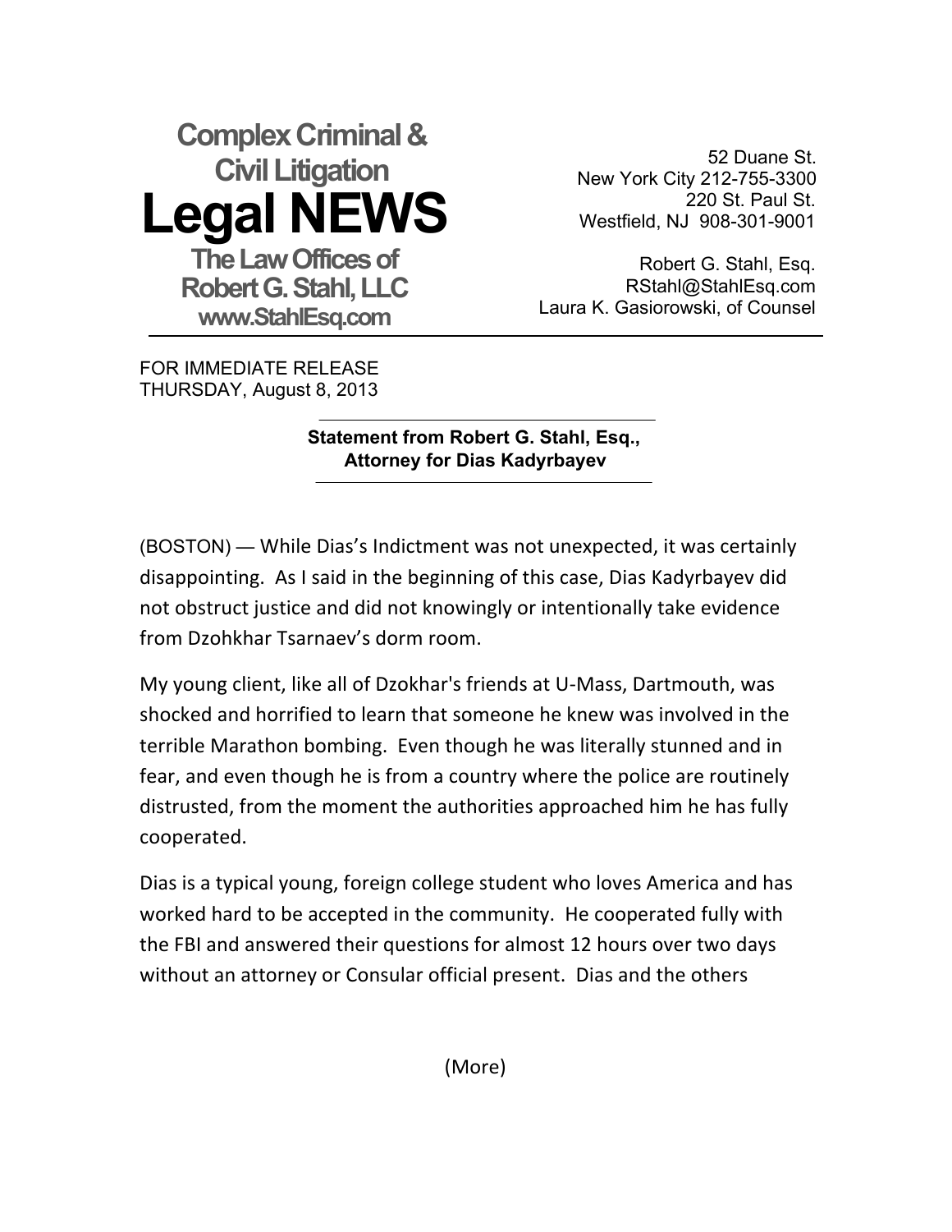**Complex Criminal & Civil Litigation**

# Legal NEWS

**The Law Offices of Robert G. Stahl, LLC**
**www.StahlEsq.com**

52 Duane St.
New York City 212-755-3300
220 St. Paul St.
Westfield, NJ 908-301-9001

Robert G. Stahl, Esq.
RStahl@StahlEsq.com
Laura K. Gasiorowski, of Counsel

---

FOR IMMEDIATE RELEASE
THURSDAY, August 8, 2013

---

**Statement from Robert G. Stahl, Esq.,**
**Attorney for Dias Kadyrbayev**

---

(BOSTON) — While Dias's Indictment was not unexpected, it was certainly disappointing. As I said in the beginning of this case, Dias Kadyrbayev did not obstruct justice and did not knowingly or intentionally take evidence from Dzohkhar Tsarnaev's dorm room.

My young client, like all of Dzokhar's friends at U-Mass, Dartmouth, was shocked and horrified to learn that someone he knew was involved in the terrible Marathon bombing. Even though he was literally stunned and in fear, and even though he is from a country where the police are routinely distrusted, from the moment the authorities approached him he has fully cooperated.

Dias is a typical young, foreign college student who loves America and has worked hard to be accepted in the community. He cooperated fully with the FBI and answered their questions for almost 12 hours over two days without an attorney or Consular official present. Dias and the others

(More)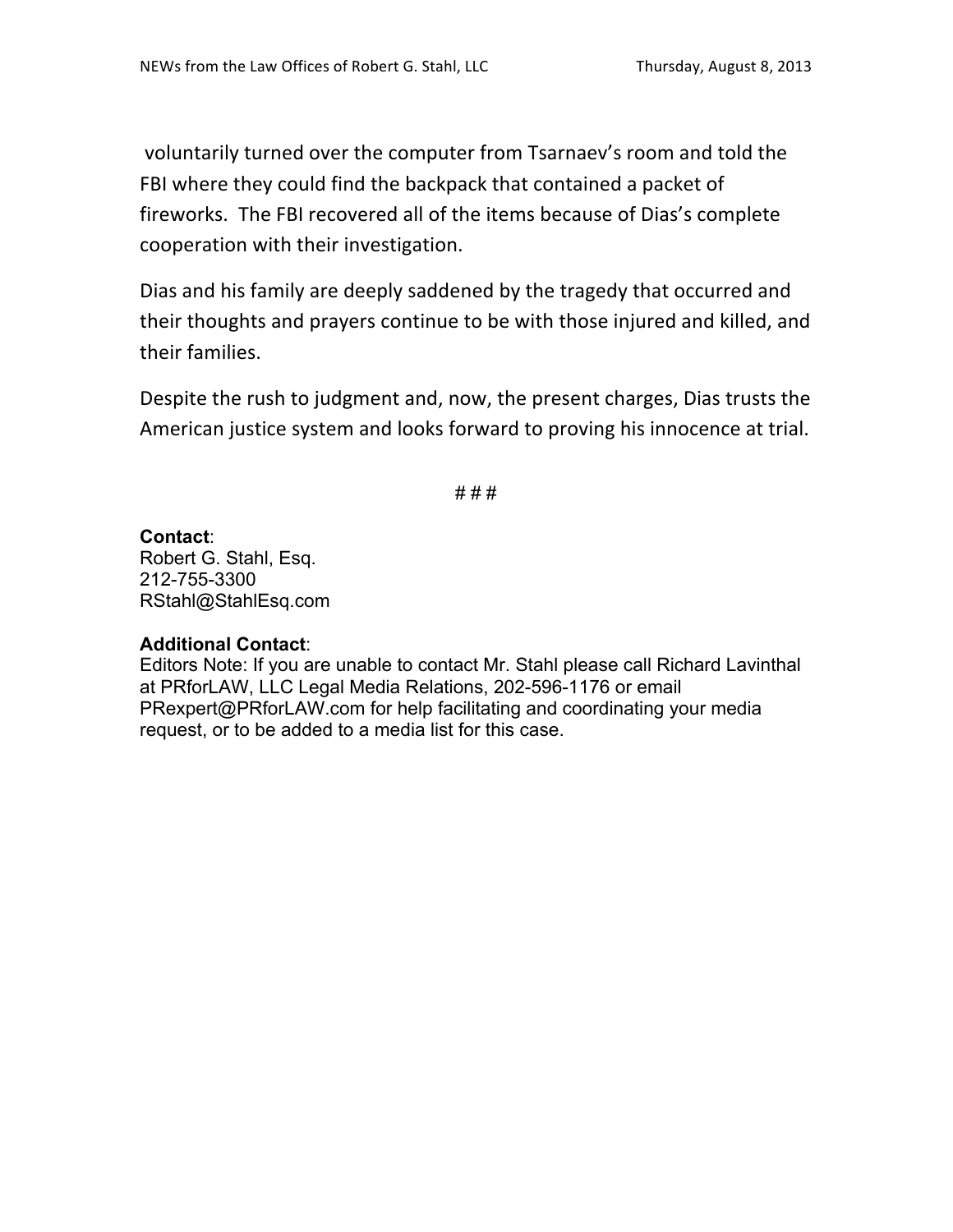voluntarily turned over the computer from Tsarnaev's room and told the FBI where they could find the backpack that contained a packet of fireworks. The FBI recovered all of the items because of Dias's complete cooperation with their investigation.

Dias and his family are deeply saddened by the tragedy that occurred and their thoughts and prayers continue to be with those injured and killed, and their families.

Despite the rush to judgment and, now, the present charges, Dias trusts the American justice system and looks forward to proving his innocence at trial.

# # #

**Contact**:
Robert G. Stahl, Esq.
212-755-3300
RStahl@StahlEsq.com

**Additional Contact**:
Editors Note: If you are unable to contact Mr. Stahl please call Richard Lavinthal at PRforLAW, LLC Legal Media Relations, 202-596-1176 or email PRexpert@PRforLAW.com for help facilitating and coordinating your media request, or to be added to a media list for this case.